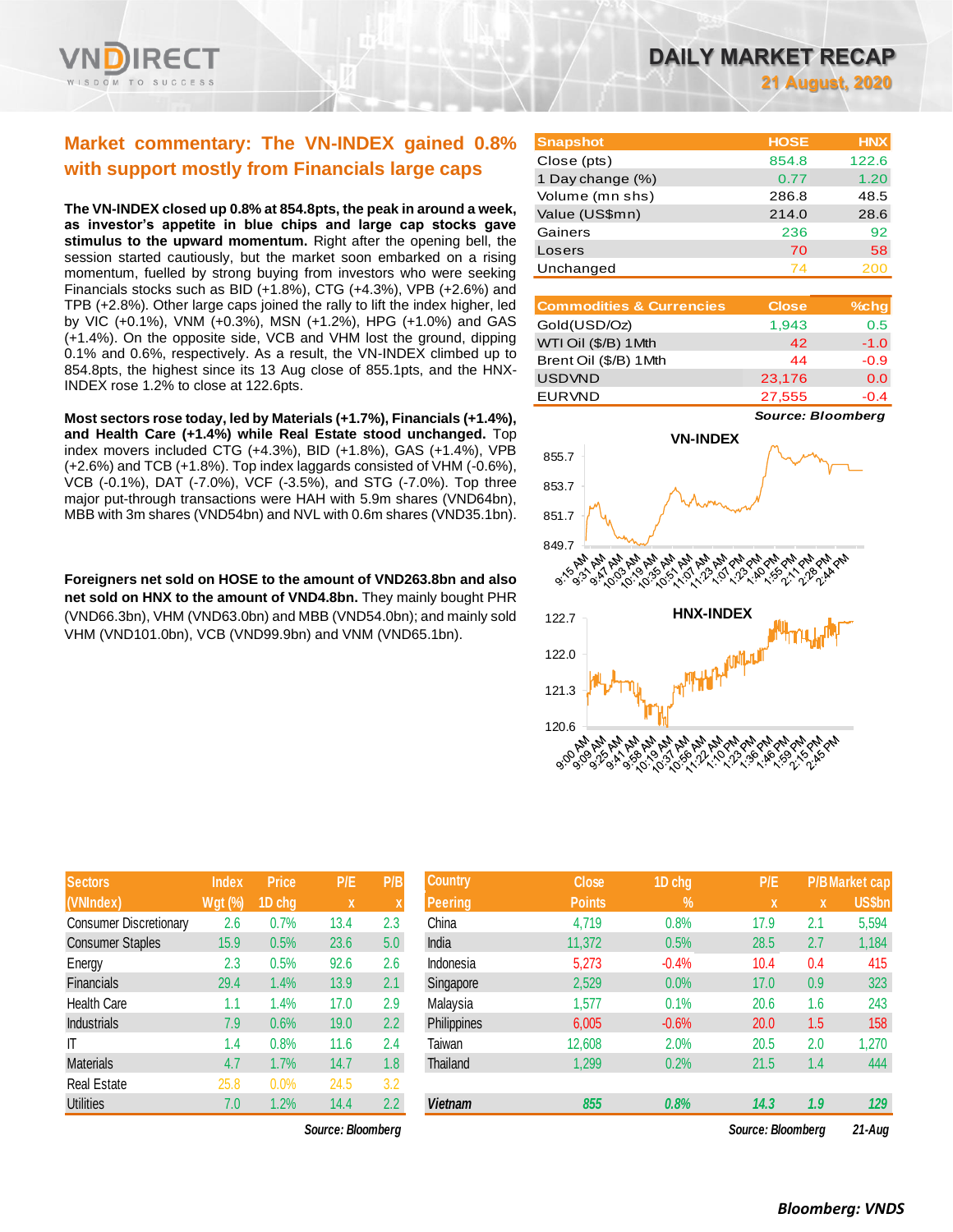# DAILY MARKET RECAP

**21 August, 2020**

## Market commentary: The VN-INDEX gained 0.8% with support mostly from Financials large caps

**The VN-INDEX closed up 0.8% at 854.8pts, the peak in around a week, as investor's appetite in blue chips and large cap stocks gave stimulus to the upward momentum.** Right after the opening bell, the session started cautiously, but the market soon embarked on a rising momentum, fuelled by strong buying from investors who were seeking Financials stocks such as BID (+1.8%), CTG (+4.3%), VPB (+2.6%) and TPB (+2.8%). Other large caps joined the rally to lift the index higher, led by VIC (+0.1%), VNM (+0.3%), MSN (+1.2%), HPG (+1.0%) and GAS (+1.4%). On the opposite side, VCB and VHM lost the ground, dipping 0.1% and 0.6%, respectively. As a result, the VN-INDEX climbed up to 854.8pts, the highest since its 13 Aug close of 855.1pts, and the HNX-INDEX rose 1.2% to close at 122.6pts.

**Most sectors rose today, led by Materials (+1.7%), Financials (+1.4%), and Health Care (+1.4%) while Real Estate stood unchanged.** Top index movers included CTG (+4.3%), BID (+1.8%), GAS (+1.4%), VPB (+2.6%) and TCB (+1.8%). Top index laggards consisted of VHM (-0.6%), VCB (-0.1%), DAT (-7.0%), VCF (-3.5%), and STG (-7.0%). Top three major put-through transactions were HAH with 5.9m shares (VND64bn), MBB with 3m shares (VND54bn) and NVL with 0.6m shares (VND35.1bn).

**Foreigners net sold on HOSE to the amount of VND263.8bn and also net sold on HNX to the amount of VND4.8bn.** They mainly bought PHR (VND66.3bn), VHM (VND63.0bn) and MBB (VND54.0bn); and mainly sold VHM (VND101.0bn), VCB (VND99.9bn) and VNM (VND65.1bn).

| Snapshot | HOSE | HNX |
|---|---|---|
| Close (pts) | 854.8 | 122.6 |
| 1 Day change (%) | 0.77 | 1.20 |
| Volume (mn shs) | 286.8 | 48.5 |
| Value (US$mn) | 214.0 | 28.6 |
| Gainers | 236 | 92 |
| Losers | 70 | 58 |
| Unchanged | 74 | 200 |

| Commodities & Currencies | Close | %chg |
|---|---|---|
| Gold(USD/Oz) | 1,943 | 0.5 |
| WTI Oil ($/B) 1Mth | 42 | -1.0 |
| Brent Oil ($/B) 1Mth | 44 | -0.9 |
| USDVND | 23,176 | 0.0 |
| EURVND | 27,555 | -0.4 |

*Source: Bloomberg*

| Sectors (VNIndex) | Index Wgt (%) | Price 1D chg | P/E x | P/B x |
|---|---|---|---|---|
| Consumer Discretionary | 2.6 | 0.7% | 13.4 | 2.3 |
| Consumer Staples | 15.9 | 0.5% | 23.6 | 5.0 |
| Energy | 2.3 | 0.5% | 92.6 | 2.6 |
| Financials | 29.4 | 1.4% | 13.9 | 2.1 |
| Health Care | 1.1 | 1.4% | 17.0 | 2.9 |
| Industrials | 7.9 | 0.6% | 19.0 | 2.2 |
| IT | 1.4 | 0.8% | 11.6 | 2.4 |
| Materials | 4.7 | 1.7% | 14.7 | 1.8 |
| Real Estate | 25.8 | 0.0% | 24.5 | 3.2 |
| Utilities | 7.0 | 1.2% | 14.4 | 2.2 |

*Source: Bloomberg*

| Country Peering | Close Points | 1D chg % | P/E x | P/B x | Market cap US$bn |
|---|---|---|---|---|---|
| China | 4,719 | 0.8% | 17.9 | 2.1 | 5,594 |
| India | 11,372 | 0.5% | 28.5 | 2.7 | 1,184 |
| Indonesia | 5,273 | -0.4% | 10.4 | 0.4 | 415 |
| Singapore | 2,529 | 0.0% | 17.0 | 0.9 | 323 |
| Malaysia | 1,577 | 0.1% | 20.6 | 1.6 | 243 |
| Philippines | 6,005 | -0.6% | 20.0 | 1.5 | 158 |
| Taiwan | 12,608 | 2.0% | 20.5 | 2.0 | 1,270 |
| Thailand | 1,299 | 0.2% | 21.5 | 1.4 | 444 |
| ***Vietnam*** | ***855*** | ***0.8%*** | ***14.3*** | ***1.9*** | ***129*** |

*Source: Bloomberg* *21-Aug*

***Bloomberg: VNDS***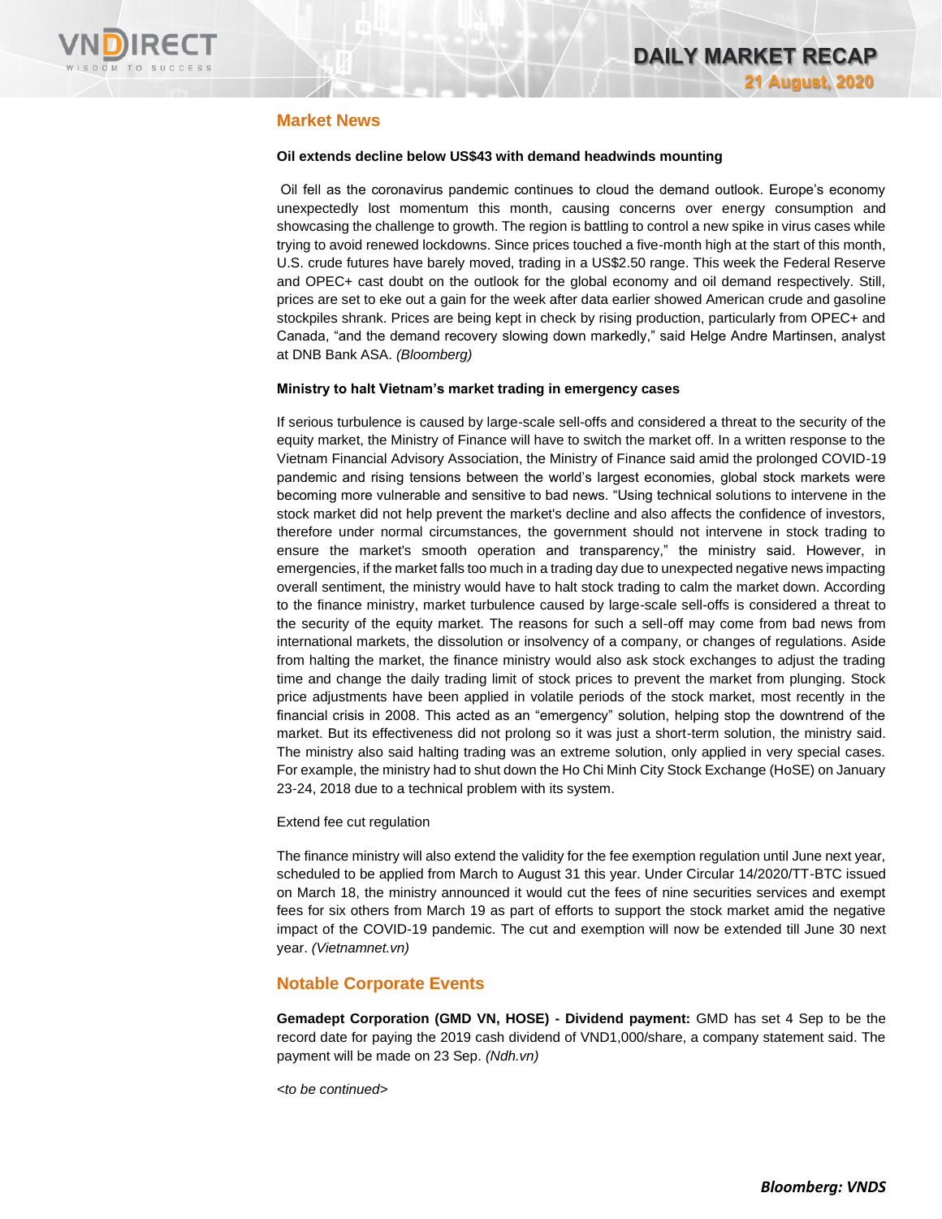## Market News

**Oil extends decline below US$43 with demand headwinds mounting**

Oil fell as the coronavirus pandemic continues to cloud the demand outlook. Europe's economy unexpectedly lost momentum this month, causing concerns over energy consumption and showcasing the challenge to growth. The region is battling to control a new spike in virus cases while trying to avoid renewed lockdowns. Since prices touched a five-month high at the start of this month, U.S. crude futures have barely moved, trading in a US$2.50 range. This week the Federal Reserve and OPEC+ cast doubt on the outlook for the global economy and oil demand respectively. Still, prices are set to eke out a gain for the week after data earlier showed American crude and gasoline stockpiles shrank. Prices are being kept in check by rising production, particularly from OPEC+ and Canada, "and the demand recovery slowing down markedly," said Helge Andre Martinsen, analyst at DNB Bank ASA. *(Bloomberg)*

**Ministry to halt Vietnam's market trading in emergency cases**

If serious turbulence is caused by large-scale sell-offs and considered a threat to the security of the equity market, the Ministry of Finance will have to switch the market off. In a written response to the Vietnam Financial Advisory Association, the Ministry of Finance said amid the prolonged COVID-19 pandemic and rising tensions between the world's largest economies, global stock markets were becoming more vulnerable and sensitive to bad news. "Using technical solutions to intervene in the stock market did not help prevent the market's decline and also affects the confidence of investors, therefore under normal circumstances, the government should not intervene in stock trading to ensure the market's smooth operation and transparency," the ministry said. However, in emergencies, if the market falls too much in a trading day due to unexpected negative news impacting overall sentiment, the ministry would have to halt stock trading to calm the market down. According to the finance ministry, market turbulence caused by large-scale sell-offs is considered a threat to the security of the equity market. The reasons for such a sell-off may come from bad news from international markets, the dissolution or insolvency of a company, or changes of regulations. Aside from halting the market, the finance ministry would also ask stock exchanges to adjust the trading time and change the daily trading limit of stock prices to prevent the market from plunging. Stock price adjustments have been applied in volatile periods of the stock market, most recently in the financial crisis in 2008. This acted as an "emergency" solution, helping stop the downtrend of the market. But its effectiveness did not prolong so it was just a short-term solution, the ministry said. The ministry also said halting trading was an extreme solution, only applied in very special cases. For example, the ministry had to shut down the Ho Chi Minh City Stock Exchange (HoSE) on January 23-24, 2018 due to a technical problem with its system.

Extend fee cut regulation

The finance ministry will also extend the validity for the fee exemption regulation until June next year, scheduled to be applied from March to August 31 this year. Under Circular 14/2020/TT-BTC issued on March 18, the ministry announced it would cut the fees of nine securities services and exempt fees for six others from March 19 as part of efforts to support the stock market amid the negative impact of the COVID-19 pandemic. The cut and exemption will now be extended till June 30 next year. *(Vietnamnet.vn)*

## Notable Corporate Events

**Gemadept Corporation (GMD VN, HOSE) - Dividend payment:** GMD has set 4 Sep to be the record date for paying the 2019 cash dividend of VND1,000/share, a company statement said. The payment will be made on 23 Sep. *(Ndh.vn)*

*<to be continued>*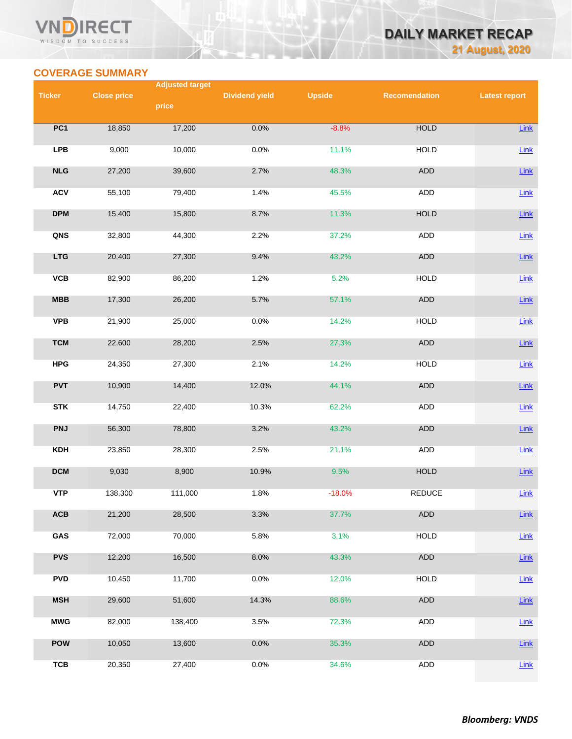## COVERAGE SUMMARY

| Ticker | Close price | Adjusted target price | Dividend yield | Upside | Recomendation | Latest report |
|---|---|---|---|---|---|---|
| PC1 | 18,850 | 17,200 | 0.0% | -8.8% | HOLD | Link |
| LPB | 9,000 | 10,000 | 0.0% | 11.1% | HOLD | Link |
| NLG | 27,200 | 39,600 | 2.7% | 48.3% | ADD | Link |
| ACV | 55,100 | 79,400 | 1.4% | 45.5% | ADD | Link |
| DPM | 15,400 | 15,800 | 8.7% | 11.3% | HOLD | Link |
| QNS | 32,800 | 44,300 | 2.2% | 37.2% | ADD | Link |
| LTG | 20,400 | 27,300 | 9.4% | 43.2% | ADD | Link |
| VCB | 82,900 | 86,200 | 1.2% | 5.2% | HOLD | Link |
| MBB | 17,300 | 26,200 | 5.7% | 57.1% | ADD | Link |
| VPB | 21,900 | 25,000 | 0.0% | 14.2% | HOLD | Link |
| TCM | 22,600 | 28,200 | 2.5% | 27.3% | ADD | Link |
| HPG | 24,350 | 27,300 | 2.1% | 14.2% | HOLD | Link |
| PVT | 10,900 | 14,400 | 12.0% | 44.1% | ADD | Link |
| STK | 14,750 | 22,400 | 10.3% | 62.2% | ADD | Link |
| PNJ | 56,300 | 78,800 | 3.2% | 43.2% | ADD | Link |
| KDH | 23,850 | 28,300 | 2.5% | 21.1% | ADD | Link |
| DCM | 9,030 | 8,900 | 10.9% | 9.5% | HOLD | Link |
| VTP | 138,300 | 111,000 | 1.8% | -18.0% | REDUCE | Link |
| ACB | 21,200 | 28,500 | 3.3% | 37.7% | ADD | Link |
| GAS | 72,000 | 70,000 | 5.8% | 3.1% | HOLD | Link |
| PVS | 12,200 | 16,500 | 8.0% | 43.3% | ADD | Link |
| PVD | 10,450 | 11,700 | 0.0% | 12.0% | HOLD | Link |
| MSH | 29,600 | 51,600 | 14.3% | 88.6% | ADD | Link |
| MWG | 82,000 | 138,400 | 3.5% | 72.3% | ADD | Link |
| POW | 10,050 | 13,600 | 0.0% | 35.3% | ADD | Link |
| TCB | 20,350 | 27,400 | 0.0% | 34.6% | ADD | Link |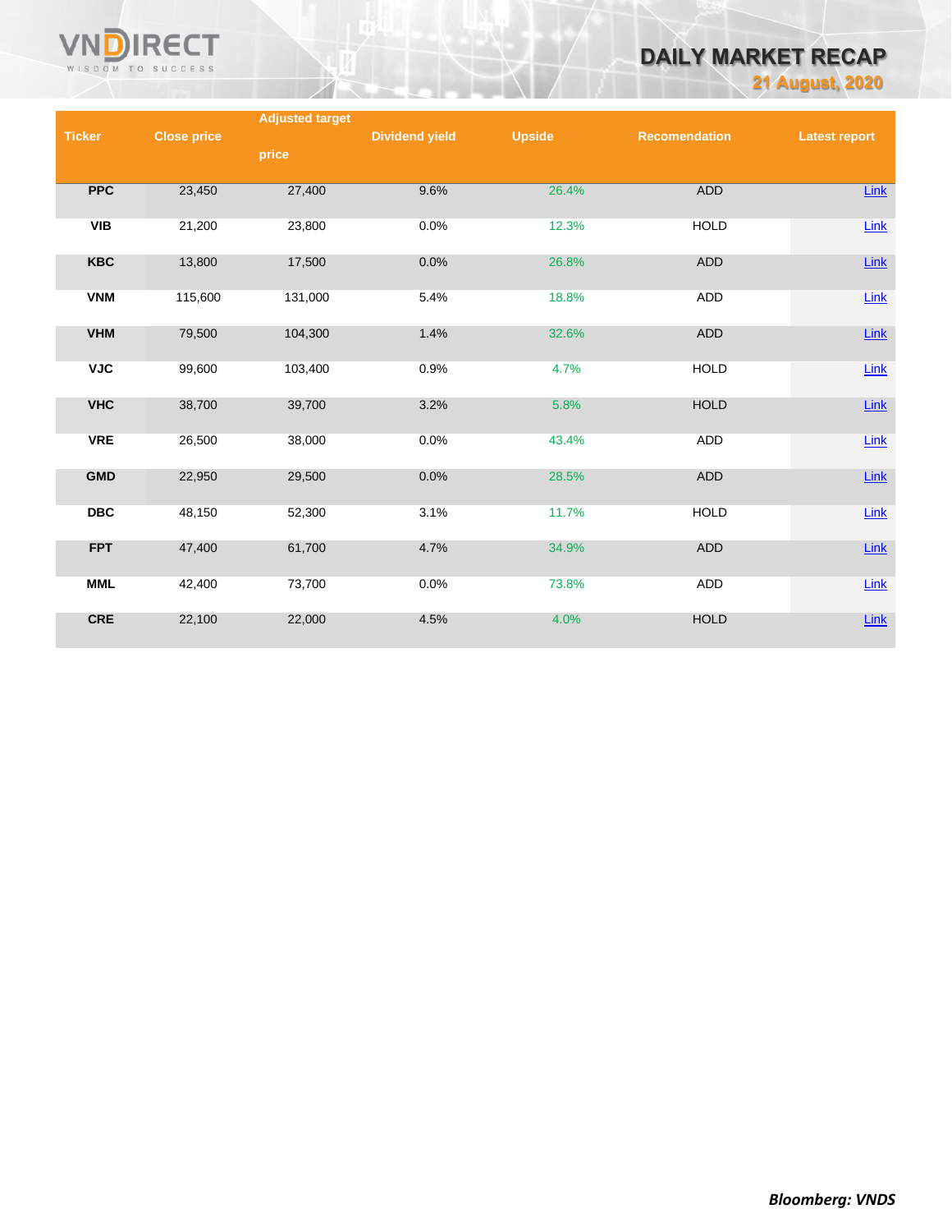| Ticker | Close price | Adjusted target price | Dividend yield | Upside | Recomendation | Latest report |
|---|---|---|---|---|---|---|
| PPC | 23,450 | 27,400 | 9.6% | 26.4% | ADD | Link |
| VIB | 21,200 | 23,800 | 0.0% | 12.3% | HOLD | Link |
| KBC | 13,800 | 17,500 | 0.0% | 26.8% | ADD | Link |
| VNM | 115,600 | 131,000 | 5.4% | 18.8% | ADD | Link |
| VHM | 79,500 | 104,300 | 1.4% | 32.6% | ADD | Link |
| VJC | 99,600 | 103,400 | 0.9% | 4.7% | HOLD | Link |
| VHC | 38,700 | 39,700 | 3.2% | 5.8% | HOLD | Link |
| VRE | 26,500 | 38,000 | 0.0% | 43.4% | ADD | Link |
| GMD | 22,950 | 29,500 | 0.0% | 28.5% | ADD | Link |
| DBC | 48,150 | 52,300 | 3.1% | 11.7% | HOLD | Link |
| FPT | 47,400 | 61,700 | 4.7% | 34.9% | ADD | Link |
| MML | 42,400 | 73,700 | 0.0% | 73.8% | ADD | Link |
| CRE | 22,100 | 22,000 | 4.5% | 4.0% | HOLD | Link |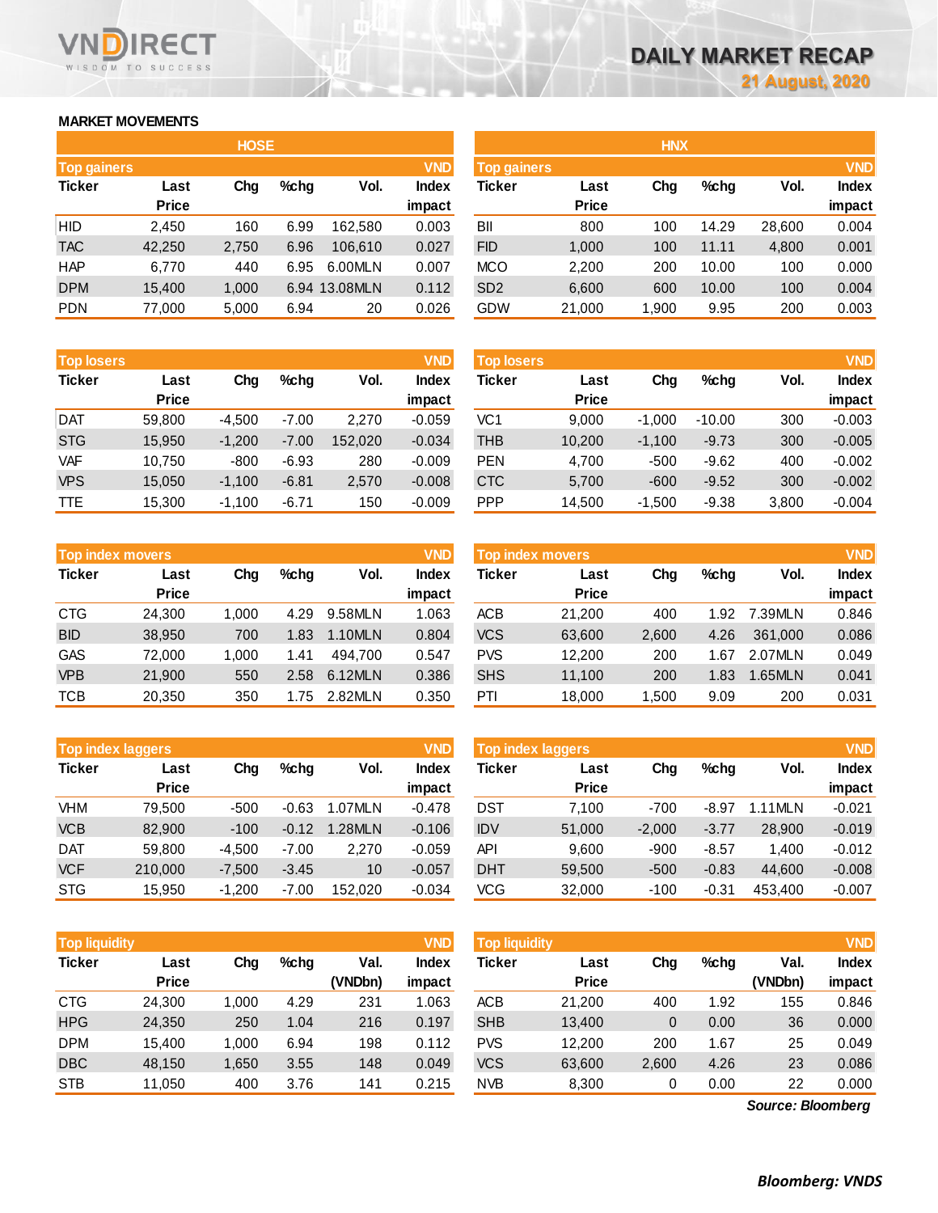# DAILY MARKET RECAP

21 August, 2020

## MARKET MOVEMENTS

### HOSE

| Top gainers | | | | | VND |
|---|---|---|---|---|---|
| Ticker | Last Price | Chg | %chg | Vol. | Index impact |
| HID | 2,450 | 160 | 6.99 | 162,580 | 0.003 |
| TAC | 42,250 | 2,750 | 6.96 | 106,610 | 0.027 |
| HAP | 6,770 | 440 | 6.95 | 6.00MLN | 0.007 |
| DPM | 15,400 | 1,000 | 6.94 | 13.08MLN | 0.112 |
| PDN | 77,000 | 5,000 | 6.94 | 20 | 0.026 |

| Top losers | | | | | VND |
|---|---|---|---|---|---|
| Ticker | Last Price | Chg | %chg | Vol. | Index impact |
| DAT | 59,800 | -4,500 | -7.00 | 2,270 | -0.059 |
| STG | 15,950 | -1,200 | -7.00 | 152,020 | -0.034 |
| VAF | 10,750 | -800 | -6.93 | 280 | -0.009 |
| VPS | 15,050 | -1,100 | -6.81 | 2,570 | -0.008 |
| TTE | 15,300 | -1,100 | -6.71 | 150 | -0.009 |

| Top index movers | | | | | VND |
|---|---|---|---|---|---|
| Ticker | Last Price | Chg | %chg | Vol. | Index impact |
| CTG | 24,300 | 1,000 | 4.29 | 9.58MLN | 1.063 |
| BID | 38,950 | 700 | 1.83 | 1.10MLN | 0.804 |
| GAS | 72,000 | 1,000 | 1.41 | 494,700 | 0.547 |
| VPB | 21,900 | 550 | 2.58 | 6.12MLN | 0.386 |
| TCB | 20,350 | 350 | 1.75 | 2.82MLN | 0.350 |

| Top index laggers | | | | | VND |
|---|---|---|---|---|---|
| Ticker | Last Price | Chg | %chg | Vol. | Index impact |
| VHM | 79,500 | -500 | -0.63 | 1.07MLN | -0.478 |
| VCB | 82,900 | -100 | -0.12 | 1.28MLN | -0.106 |
| DAT | 59,800 | -4,500 | -7.00 | 2,270 | -0.059 |
| VCF | 210,000 | -7,500 | -3.45 | 10 | -0.057 |
| STG | 15,950 | -1,200 | -7.00 | 152,020 | -0.034 |

| Top liquidity | | | | | VND |
|---|---|---|---|---|---|
| Ticker | Last Price | Chg | %chg | Val. (VNDbn) | Index impact |
| CTG | 24,300 | 1,000 | 4.29 | 231 | 1.063 |
| HPG | 24,350 | 250 | 1.04 | 216 | 0.197 |
| DPM | 15,400 | 1,000 | 6.94 | 198 | 0.112 |
| DBC | 48,150 | 1,650 | 3.55 | 148 | 0.049 |
| STB | 11,050 | 400 | 3.76 | 141 | 0.215 |

### HNX

| Top gainers | | | | | VND |
|---|---|---|---|---|---|
| Ticker | Last Price | Chg | %chg | Vol. | Index impact |
| BII | 800 | 100 | 14.29 | 28,600 | 0.004 |
| FID | 1,000 | 100 | 11.11 | 4,800 | 0.001 |
| MCO | 2,200 | 200 | 10.00 | 100 | 0.000 |
| SD2 | 6,600 | 600 | 10.00 | 100 | 0.004 |
| GDW | 21,000 | 1,900 | 9.95 | 200 | 0.003 |

| Top losers | | | | | VND |
|---|---|---|---|---|---|
| Ticker | Last Price | Chg | %chg | Vol. | Index impact |
| VC1 | 9,000 | -1,000 | -10.00 | 300 | -0.003 |
| THB | 10,200 | -1,100 | -9.73 | 300 | -0.005 |
| PEN | 4,700 | -500 | -9.62 | 400 | -0.002 |
| CTC | 5,700 | -600 | -9.52 | 300 | -0.002 |
| PPP | 14,500 | -1,500 | -9.38 | 3,800 | -0.004 |

| Top index movers | | | | | VND |
|---|---|---|---|---|---|
| Ticker | Last Price | Chg | %chg | Vol. | Index impact |
| ACB | 21,200 | 400 | 1.92 | 7.39MLN | 0.846 |
| VCS | 63,600 | 2,600 | 4.26 | 361,000 | 0.086 |
| PVS | 12,200 | 200 | 1.67 | 2.07MLN | 0.049 |
| SHS | 11,100 | 200 | 1.83 | 1.65MLN | 0.041 |
| PTI | 18,000 | 1,500 | 9.09 | 200 | 0.031 |

| Top index laggers | | | | | VND |
|---|---|---|---|---|---|
| Ticker | Last Price | Chg | %chg | Vol. | Index impact |
| DST | 7,100 | -700 | -8.97 | 1.11MLN | -0.021 |
| IDV | 51,000 | -2,000 | -3.77 | 28,900 | -0.019 |
| API | 9,600 | -900 | -8.57 | 1,400 | -0.012 |
| DHT | 59,500 | -500 | -0.83 | 44,600 | -0.008 |
| VCG | 32,000 | -100 | -0.31 | 453,400 | -0.007 |

| Top liquidity | | | | | VND |
|---|---|---|---|---|---|
| Ticker | Last Price | Chg | %chg | Val. (VNDbn) | Index impact |
| ACB | 21,200 | 400 | 1.92 | 155 | 0.846 |
| SHB | 13,400 | 0 | 0.00 | 36 | 0.000 |
| PVS | 12,200 | 200 | 1.67 | 25 | 0.049 |
| VCS | 63,600 | 2,600 | 4.26 | 23 | 0.086 |
| NVB | 8,300 | 0 | 0.00 | 22 | 0.000 |

*Source: Bloomberg*

***Bloomberg: VNDS***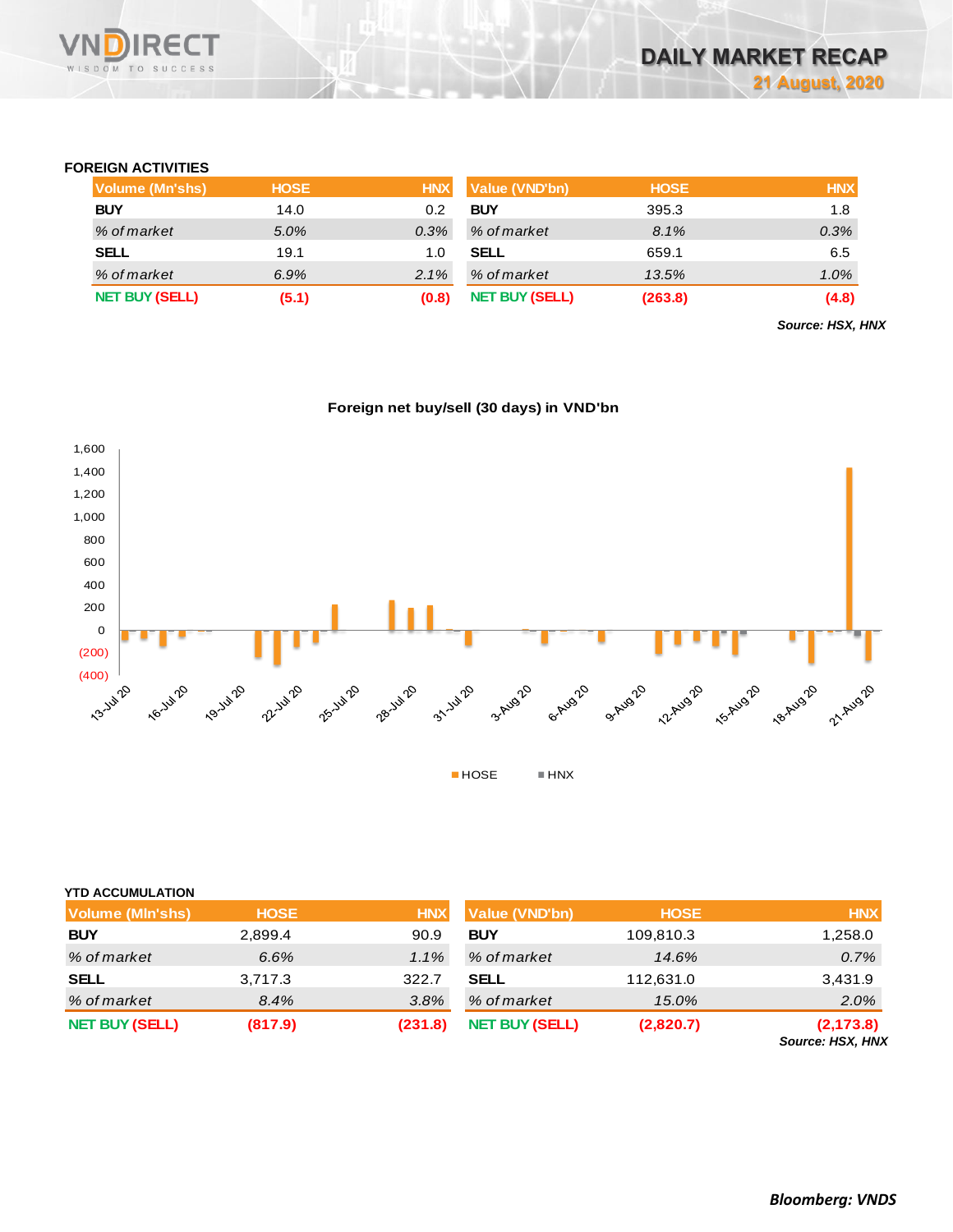## FOREIGN ACTIVITIES

| Volume (Mn'shs) | HOSE | HNX |
|---|---|---|
| BUY | 14.0 | 0.2 |
| *% of market* | *5.0%* | *0.3%* |
| SELL | 19.1 | 1.0 |
| *% of market* | *6.9%* | *2.1%* |
| NET BUY (SELL) | (5.1) | (0.8) |

| Value (VND'bn) | HOSE | HNX |
|---|---|---|
| BUY | 395.3 | 1.8 |
| *% of market* | *8.1%* | *0.3%* |
| SELL | 659.1 | 6.5 |
| *% of market* | *13.5%* | *1.0%* |
| NET BUY (SELL) | (263.8) | (4.8) |

***Source: HSX, HNX***

**Foreign net buy/sell (30 days) in VND'bn**

## YTD ACCUMULATION

| Volume (Mln'shs) | HOSE | HNX |
|---|---|---|
| BUY | 2,899.4 | 90.9 |
| *% of market* | *6.6%* | *1.1%* |
| SELL | 3,717.3 | 322.7 |
| *% of market* | *8.4%* | *3.8%* |
| NET BUY (SELL) | (817.9) | (231.8) |

| Value (VND'bn) | HOSE | HNX |
|---|---|---|
| BUY | 109,810.3 | 1,258.0 |
| *% of market* | *14.6%* | *0.7%* |
| SELL | 112,631.0 | 3,431.9 |
| *% of market* | *15.0%* | *2.0%* |
| NET BUY (SELL) | (2,820.7) | (2,173.8) |

***Source: HSX, HNX***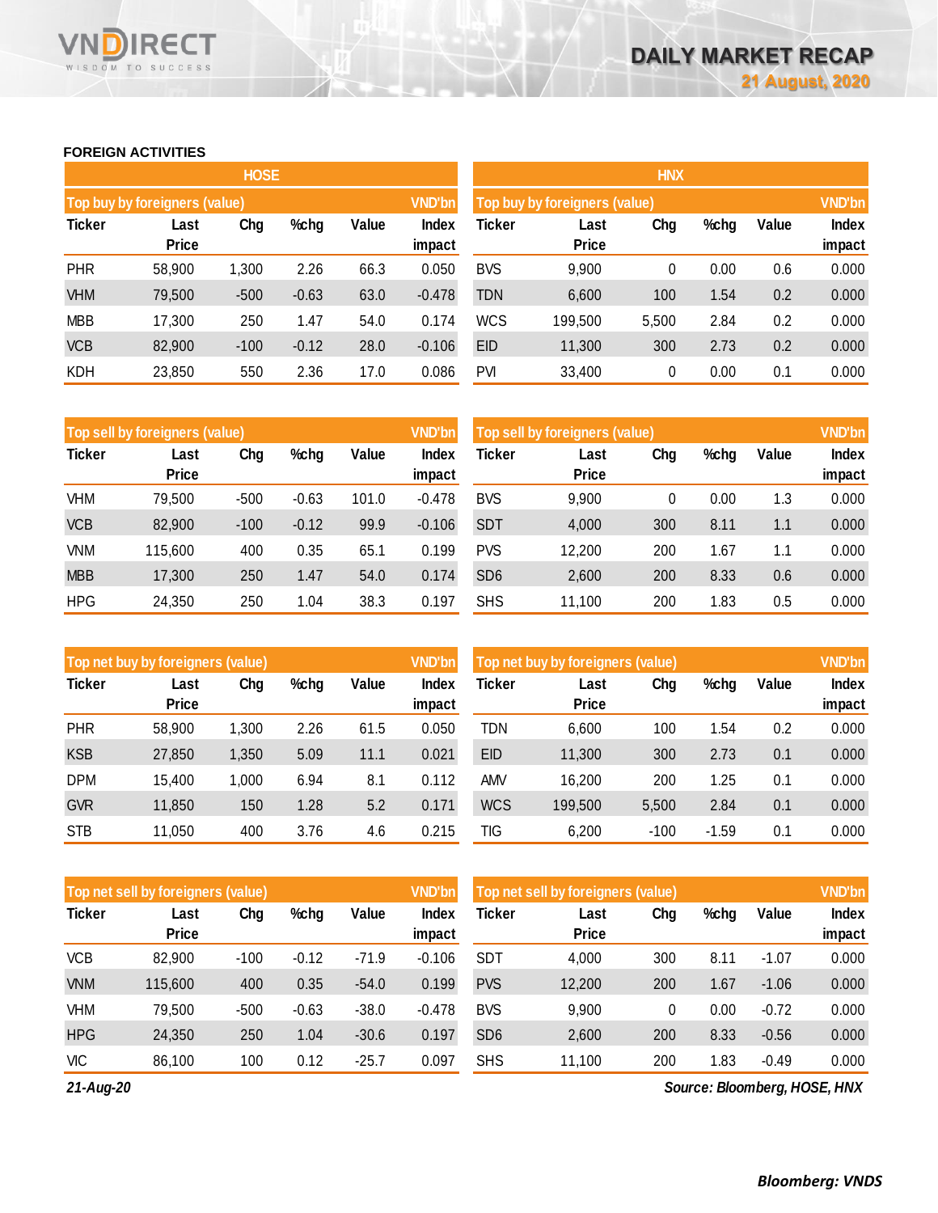# DAILY MARKET RECAP

**21 August, 2020**

## FOREIGN ACTIVITIES

### HOSE

| Top buy by foreigners (value) | | | | | VND'bn |
|---|---|---|---|---|---|
| Ticker | Last Price | Chg | %chg | Value | Index impact |
| PHR | 58,900 | 1,300 | 2.26 | 66.3 | 0.050 |
| VHM | 79,500 | -500 | -0.63 | 63.0 | -0.478 |
| MBB | 17,300 | 250 | 1.47 | 54.0 | 0.174 |
| VCB | 82,900 | -100 | -0.12 | 28.0 | -0.106 |
| KDH | 23,850 | 550 | 2.36 | 17.0 | 0.086 |

| Top sell by foreigners (value) | | | | | VND'bn |
|---|---|---|---|---|---|
| Ticker | Last Price | Chg | %chg | Value | Index impact |
| VHM | 79,500 | -500 | -0.63 | 101.0 | -0.478 |
| VCB | 82,900 | -100 | -0.12 | 99.9 | -0.106 |
| VNM | 115,600 | 400 | 0.35 | 65.1 | 0.199 |
| MBB | 17,300 | 250 | 1.47 | 54.0 | 0.174 |
| HPG | 24,350 | 250 | 1.04 | 38.3 | 0.197 |

| Top net buy by foreigners (value) | | | | | VND'bn |
|---|---|---|---|---|---|
| Ticker | Last Price | Chg | %chg | Value | Index impact |
| PHR | 58,900 | 1,300 | 2.26 | 61.5 | 0.050 |
| KSB | 27,850 | 1,350 | 5.09 | 11.1 | 0.021 |
| DPM | 15,400 | 1,000 | 6.94 | 8.1 | 0.112 |
| GVR | 11,850 | 150 | 1.28 | 5.2 | 0.171 |
| STB | 11,050 | 400 | 3.76 | 4.6 | 0.215 |

| Top net sell by foreigners (value) | | | | | VND'bn |
|---|---|---|---|---|---|
| Ticker | Last Price | Chg | %chg | Value | Index impact |
| VCB | 82,900 | -100 | -0.12 | -71.9 | -0.106 |
| VNM | 115,600 | 400 | 0.35 | -54.0 | 0.199 |
| VHM | 79,500 | -500 | -0.63 | -38.0 | -0.478 |
| HPG | 24,350 | 250 | 1.04 | -30.6 | 0.197 |
| VIC | 86,100 | 100 | 0.12 | -25.7 | 0.097 |

### HNX

| Top buy by foreigners (value) | | | | | VND'bn |
|---|---|---|---|---|---|
| Ticker | Last Price | Chg | %chg | Value | Index impact |
| BVS | 9,900 | 0 | 0.00 | 0.6 | 0.000 |
| TDN | 6,600 | 100 | 1.54 | 0.2 | 0.000 |
| WCS | 199,500 | 5,500 | 2.84 | 0.2 | 0.000 |
| EID | 11,300 | 300 | 2.73 | 0.2 | 0.000 |
| PVI | 33,400 | 0 | 0.00 | 0.1 | 0.000 |

| Top sell by foreigners (value) | | | | | VND'bn |
|---|---|---|---|---|---|
| Ticker | Last Price | Chg | %chg | Value | Index impact |
| BVS | 9,900 | 0 | 0.00 | 1.3 | 0.000 |
| SDT | 4,000 | 300 | 8.11 | 1.1 | 0.000 |
| PVS | 12,200 | 200 | 1.67 | 1.1 | 0.000 |
| SD6 | 2,600 | 200 | 8.33 | 0.6 | 0.000 |
| SHS | 11,100 | 200 | 1.83 | 0.5 | 0.000 |

| Top net buy by foreigners (value) | | | | | VND'bn |
|---|---|---|---|---|---|
| Ticker | Last Price | Chg | %chg | Value | Index impact |
| TDN | 6,600 | 100 | 1.54 | 0.2 | 0.000 |
| EID | 11,300 | 300 | 2.73 | 0.1 | 0.000 |
| AMV | 16,200 | 200 | 1.25 | 0.1 | 0.000 |
| WCS | 199,500 | 5,500 | 2.84 | 0.1 | 0.000 |
| TIG | 6,200 | -100 | -1.59 | 0.1 | 0.000 |

| Top net sell by foreigners (value) | | | | | VND'bn |
|---|---|---|---|---|---|
| Ticker | Last Price | Chg | %chg | Value | Index impact |
| SDT | 4,000 | 300 | 8.11 | -1.07 | 0.000 |
| PVS | 12,200 | 200 | 1.67 | -1.06 | 0.000 |
| BVS | 9,900 | 0 | 0.00 | -0.72 | 0.000 |
| SD6 | 2,600 | 200 | 8.33 | -0.56 | 0.000 |
| SHS | 11,100 | 200 | 1.83 | -0.49 | 0.000 |

*21-Aug-20*

*Source: Bloomberg, HOSE, HNX*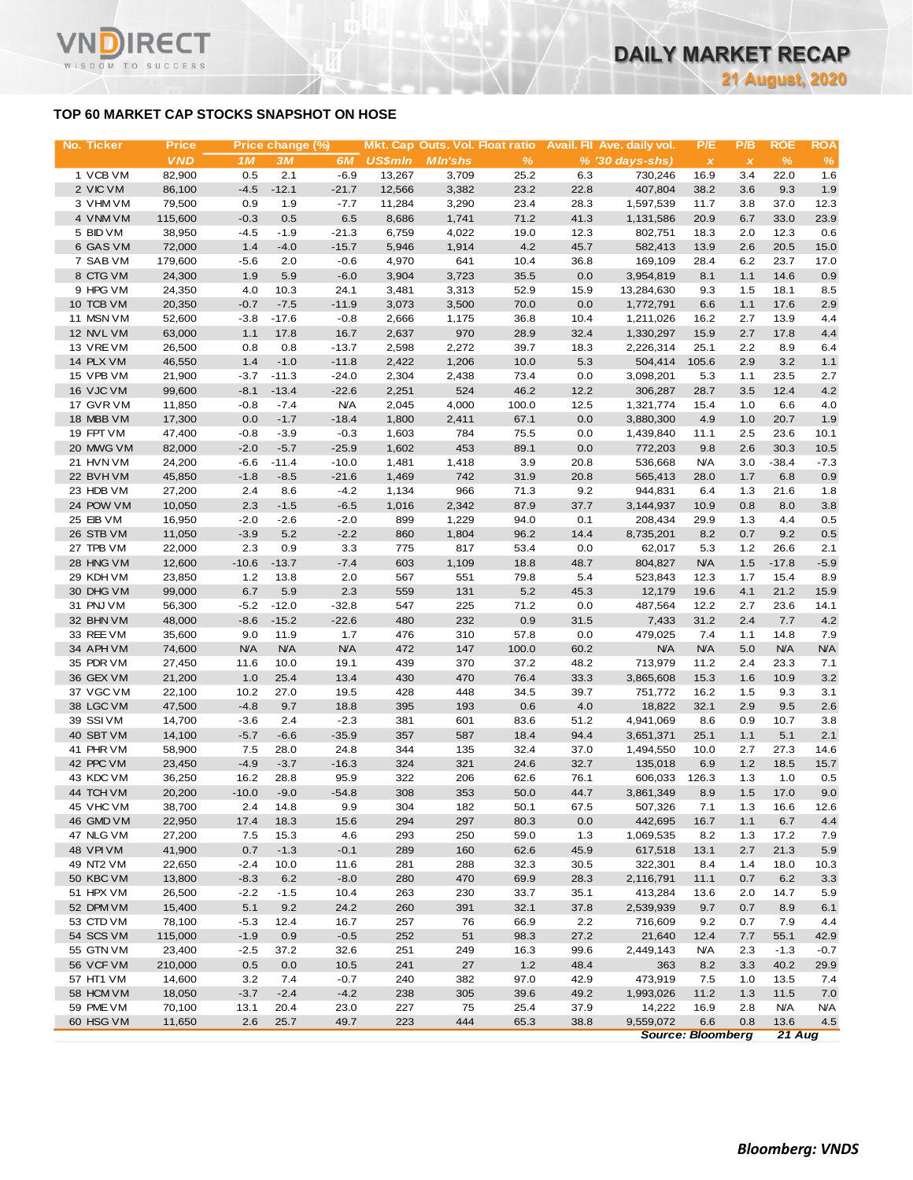## TOP 60 MARKET CAP STOCKS SNAPSHOT ON HOSE

| No. | Ticker | Price | Price change (%) | | | Mkt. Cap | Outs. Vol. | Float ratio | Avail. FII | Ave. daily vol. | P/E | P/B | ROE | ROA |
|---|---|---|---|---|---|---|---|---|---|---|---|---|---|---|
| | | VND | 1M | 3M | 6M | US$mln | Mln'shs | % | % | (30 days-shs) | x | x | % | % |
| 1 | VCB VM | 82,900 | 0.5 | 2.1 | -6.9 | 13,267 | 3,709 | 25.2 | 6.3 | 730,246 | 16.9 | 3.4 | 22.0 | 1.6 |
| 2 | VIC VM | 86,100 | -4.5 | -12.1 | -21.7 | 12,566 | 3,382 | 23.2 | 22.8 | 407,804 | 38.2 | 3.6 | 9.3 | 1.9 |
| 3 | VHM VM | 79,500 | 0.9 | 1.9 | -7.7 | 11,284 | 3,290 | 23.4 | 28.3 | 1,597,539 | 11.7 | 3.8 | 37.0 | 12.3 |
| 4 | VNM VM | 115,600 | -0.3 | 0.5 | 6.5 | 8,686 | 1,741 | 71.2 | 41.3 | 1,131,586 | 20.9 | 6.7 | 33.0 | 23.9 |
| 5 | BID VM | 38,950 | -4.5 | -1.9 | -21.3 | 6,759 | 4,022 | 19.0 | 12.3 | 802,751 | 18.3 | 2.0 | 12.3 | 0.6 |
| 6 | GAS VM | 72,000 | 1.4 | -4.0 | -15.7 | 5,946 | 1,914 | 4.2 | 45.7 | 582,413 | 13.9 | 2.6 | 20.5 | 15.0 |
| 7 | SAB VM | 179,600 | -5.6 | 2.0 | -0.6 | 4,970 | 641 | 10.4 | 36.8 | 169,109 | 28.4 | 6.2 | 23.7 | 17.0 |
| 8 | CTG VM | 24,300 | 1.9 | 5.9 | -6.0 | 3,904 | 3,723 | 35.5 | 0.0 | 3,954,819 | 8.1 | 1.1 | 14.6 | 0.9 |
| 9 | HPG VM | 24,350 | 4.0 | 10.3 | 24.1 | 3,481 | 3,313 | 52.9 | 15.9 | 13,284,630 | 9.3 | 1.5 | 18.1 | 8.5 |
| 10 | TCB VM | 20,350 | -0.7 | -7.5 | -11.9 | 3,073 | 3,500 | 70.0 | 0.0 | 1,772,791 | 6.6 | 1.1 | 17.6 | 2.9 |
| 11 | MSN VM | 52,600 | -3.8 | -17.6 | -0.8 | 2,666 | 1,175 | 36.8 | 10.4 | 1,211,026 | 16.2 | 2.7 | 13.9 | 4.4 |
| 12 | NVL VM | 63,000 | 1.1 | 17.8 | 16.7 | 2,637 | 970 | 28.9 | 32.4 | 1,330,297 | 15.9 | 2.7 | 17.8 | 4.4 |
| 13 | VRE VM | 26,500 | 0.8 | 0.8 | -13.7 | 2,598 | 2,272 | 39.7 | 18.3 | 2,226,314 | 25.1 | 2.2 | 8.9 | 6.4 |
| 14 | PLX VM | 46,550 | 1.4 | -1.0 | -11.8 | 2,422 | 1,206 | 10.0 | 5.3 | 504,414 | 105.6 | 2.9 | 3.2 | 1.1 |
| 15 | VPB VM | 21,900 | -3.7 | -11.3 | -24.0 | 2,304 | 2,438 | 73.4 | 0.0 | 3,098,201 | 5.3 | 1.1 | 23.5 | 2.7 |
| 16 | VJC VM | 99,600 | -8.1 | -13.4 | -22.6 | 2,251 | 524 | 46.2 | 12.2 | 306,287 | 28.7 | 3.5 | 12.4 | 4.2 |
| 17 | GVR VM | 11,850 | -0.8 | -7.4 | N/A | 2,045 | 4,000 | 100.0 | 12.5 | 1,321,774 | 15.4 | 1.0 | 6.6 | 4.0 |
| 18 | MBB VM | 17,300 | 0.0 | -1.7 | -18.4 | 1,800 | 2,411 | 67.1 | 0.0 | 3,880,300 | 4.9 | 1.0 | 20.7 | 1.9 |
| 19 | FPT VM | 47,400 | -0.8 | -3.9 | -0.3 | 1,603 | 784 | 75.5 | 0.0 | 1,439,840 | 11.1 | 2.5 | 23.6 | 10.1 |
| 20 | MWG VM | 82,000 | -2.0 | -5.7 | -25.9 | 1,602 | 453 | 89.1 | 0.0 | 772,203 | 9.8 | 2.6 | 30.3 | 10.5 |
| 21 | HVN VM | 24,200 | -6.6 | -11.4 | -10.0 | 1,481 | 1,418 | 3.9 | 20.8 | 536,668 | N/A | 3.0 | -38.4 | -7.3 |
| 22 | BVH VM | 45,850 | -1.8 | -8.5 | -21.6 | 1,469 | 742 | 31.9 | 20.8 | 565,413 | 28.0 | 1.7 | 6.8 | 0.9 |
| 23 | HDB VM | 27,200 | 2.4 | 8.6 | -4.2 | 1,134 | 966 | 71.3 | 9.2 | 944,831 | 6.4 | 1.3 | 21.6 | 1.8 |
| 24 | POW VM | 10,050 | 2.3 | -1.5 | -6.5 | 1,016 | 2,342 | 87.9 | 37.7 | 3,144,937 | 10.9 | 0.8 | 8.0 | 3.8 |
| 25 | EIB VM | 16,950 | -2.0 | -2.6 | -2.0 | 899 | 1,229 | 94.0 | 0.1 | 208,434 | 29.9 | 1.3 | 4.4 | 0.5 |
| 26 | STB VM | 11,050 | -3.9 | 5.2 | -2.2 | 860 | 1,804 | 96.2 | 14.4 | 8,735,201 | 8.2 | 0.7 | 9.2 | 0.5 |
| 27 | TPB VM | 22,000 | 2.3 | 0.9 | 3.3 | 775 | 817 | 53.4 | 0.0 | 62,017 | 5.3 | 1.2 | 26.6 | 2.1 |
| 28 | HNG VM | 12,600 | -10.6 | -13.7 | -7.4 | 603 | 1,109 | 18.8 | 48.7 | 804,827 | N/A | 1.5 | -17.8 | -5.9 |
| 29 | KDH VM | 23,850 | 1.2 | 13.8 | 2.0 | 567 | 551 | 79.8 | 5.4 | 523,843 | 12.3 | 1.7 | 15.4 | 8.9 |
| 30 | DHG VM | 99,000 | 6.7 | 5.9 | 2.3 | 559 | 131 | 5.2 | 45.3 | 12,179 | 19.6 | 4.1 | 21.2 | 15.9 |
| 31 | PNJ VM | 56,300 | -5.2 | -12.0 | -32.8 | 547 | 225 | 71.2 | 0.0 | 487,564 | 12.2 | 2.7 | 23.6 | 14.1 |
| 32 | BHN VM | 48,000 | -8.6 | -15.2 | -22.6 | 480 | 232 | 0.9 | 31.5 | 7,433 | 31.2 | 2.4 | 7.7 | 4.2 |
| 33 | REE VM | 35,600 | 9.0 | 11.9 | 1.7 | 476 | 310 | 57.8 | 0.0 | 479,025 | 7.4 | 1.1 | 14.8 | 7.9 |
| 34 | APH VM | 74,600 | N/A | N/A | N/A | 472 | 147 | 100.0 | 60.2 | N/A | N/A | 5.0 | N/A | N/A |
| 35 | PDR VM | 27,450 | 11.6 | 10.0 | 19.1 | 439 | 370 | 37.2 | 48.2 | 713,979 | 11.2 | 2.4 | 23.3 | 7.1 |
| 36 | GEX VM | 21,200 | 1.0 | 25.4 | 13.4 | 430 | 470 | 76.4 | 33.3 | 3,865,608 | 15.3 | 1.6 | 10.9 | 3.2 |
| 37 | VGC VM | 22,100 | 10.2 | 27.0 | 19.5 | 428 | 448 | 34.5 | 39.7 | 751,772 | 16.2 | 1.5 | 9.3 | 3.1 |
| 38 | LGC VM | 47,500 | -4.8 | 9.7 | 18.8 | 395 | 193 | 0.6 | 4.0 | 18,822 | 32.1 | 2.9 | 9.5 | 2.6 |
| 39 | SSI VM | 14,700 | -3.6 | 2.4 | -2.3 | 381 | 601 | 83.6 | 51.2 | 4,941,069 | 8.6 | 0.9 | 10.7 | 3.8 |
| 40 | SBT VM | 14,100 | -5.7 | -6.6 | -35.9 | 357 | 587 | 18.4 | 94.4 | 3,651,371 | 25.1 | 1.1 | 5.1 | 2.1 |
| 41 | PHR VM | 58,900 | 7.5 | 28.0 | 24.8 | 344 | 135 | 32.4 | 37.0 | 1,494,550 | 10.0 | 2.7 | 27.3 | 14.6 |
| 42 | PPC VM | 23,450 | -4.9 | -3.7 | -16.3 | 324 | 321 | 24.6 | 32.7 | 135,018 | 6.9 | 1.2 | 18.5 | 15.7 |
| 43 | KDC VM | 36,250 | 16.2 | 28.8 | 95.9 | 322 | 206 | 62.6 | 76.1 | 606,033 | 126.3 | 1.3 | 1.0 | 0.5 |
| 44 | TCH VM | 20,200 | -10.0 | -9.0 | -54.8 | 308 | 353 | 50.0 | 44.7 | 3,861,349 | 8.9 | 1.5 | 17.0 | 9.0 |
| 45 | VHC VM | 38,700 | 2.4 | 14.8 | 9.9 | 304 | 182 | 50.1 | 67.5 | 507,326 | 7.1 | 1.3 | 16.6 | 12.6 |
| 46 | GMD VM | 22,950 | 17.4 | 18.3 | 15.6 | 294 | 297 | 80.3 | 0.0 | 442,695 | 16.7 | 1.1 | 6.7 | 4.4 |
| 47 | NLG VM | 27,200 | 7.5 | 15.3 | 4.6 | 293 | 250 | 59.0 | 1.3 | 1,069,535 | 8.2 | 1.3 | 17.2 | 7.9 |
| 48 | VPI VM | 41,900 | 0.7 | -1.3 | -0.1 | 289 | 160 | 62.6 | 45.9 | 617,518 | 13.1 | 2.7 | 21.3 | 5.9 |
| 49 | NT2 VM | 22,650 | -2.4 | 10.0 | 11.6 | 281 | 288 | 32.3 | 30.5 | 322,301 | 8.4 | 1.4 | 18.0 | 10.3 |
| 50 | KBC VM | 13,800 | -8.3 | 6.2 | -8.0 | 280 | 470 | 69.9 | 28.3 | 2,116,791 | 11.1 | 0.7 | 6.2 | 3.3 |
| 51 | HPX VM | 26,500 | -2.2 | -1.5 | 10.4 | 263 | 230 | 33.7 | 35.1 | 413,284 | 13.6 | 2.0 | 14.7 | 5.9 |
| 52 | DPM VM | 15,400 | 5.1 | 9.2 | 24.2 | 260 | 391 | 32.1 | 37.8 | 2,539,939 | 9.7 | 0.7 | 8.9 | 6.1 |
| 53 | CTD VM | 78,100 | -5.3 | 12.4 | 16.7 | 257 | 76 | 66.9 | 2.2 | 716,609 | 9.2 | 0.7 | 7.9 | 4.4 |
| 54 | SCS VM | 115,000 | -1.9 | 0.9 | -0.5 | 252 | 51 | 98.3 | 27.2 | 21,640 | 12.4 | 7.7 | 55.1 | 42.9 |
| 55 | GTN VM | 23,400 | -2.5 | 37.2 | 32.6 | 251 | 249 | 16.3 | 99.6 | 2,449,143 | N/A | 2.3 | -1.3 | -0.7 |
| 56 | VCF VM | 210,000 | 0.5 | 0.0 | 10.5 | 241 | 27 | 1.2 | 48.4 | 363 | 8.2 | 3.3 | 40.2 | 29.9 |
| 57 | HT1 VM | 14,600 | 3.2 | 7.4 | -0.7 | 240 | 382 | 97.0 | 42.9 | 473,919 | 7.5 | 1.0 | 13.5 | 7.4 |
| 58 | HCM VM | 18,050 | -3.7 | -2.4 | -4.2 | 238 | 305 | 39.6 | 49.2 | 1,993,026 | 11.2 | 1.3 | 11.5 | 7.0 |
| 59 | PME VM | 70,100 | 13.1 | 20.4 | 23.0 | 227 | 75 | 25.4 | 37.9 | 14,222 | 16.9 | 2.8 | N/A | N/A |
| 60 | HSG VM | 11,650 | 2.6 | 25.7 | 49.7 | 223 | 444 | 65.3 | 38.8 | 9,559,072 | 6.6 | 0.8 | 13.6 | 4.5 |

*Source: Bloomberg* *21 Aug*

***Bloomberg: VNDS***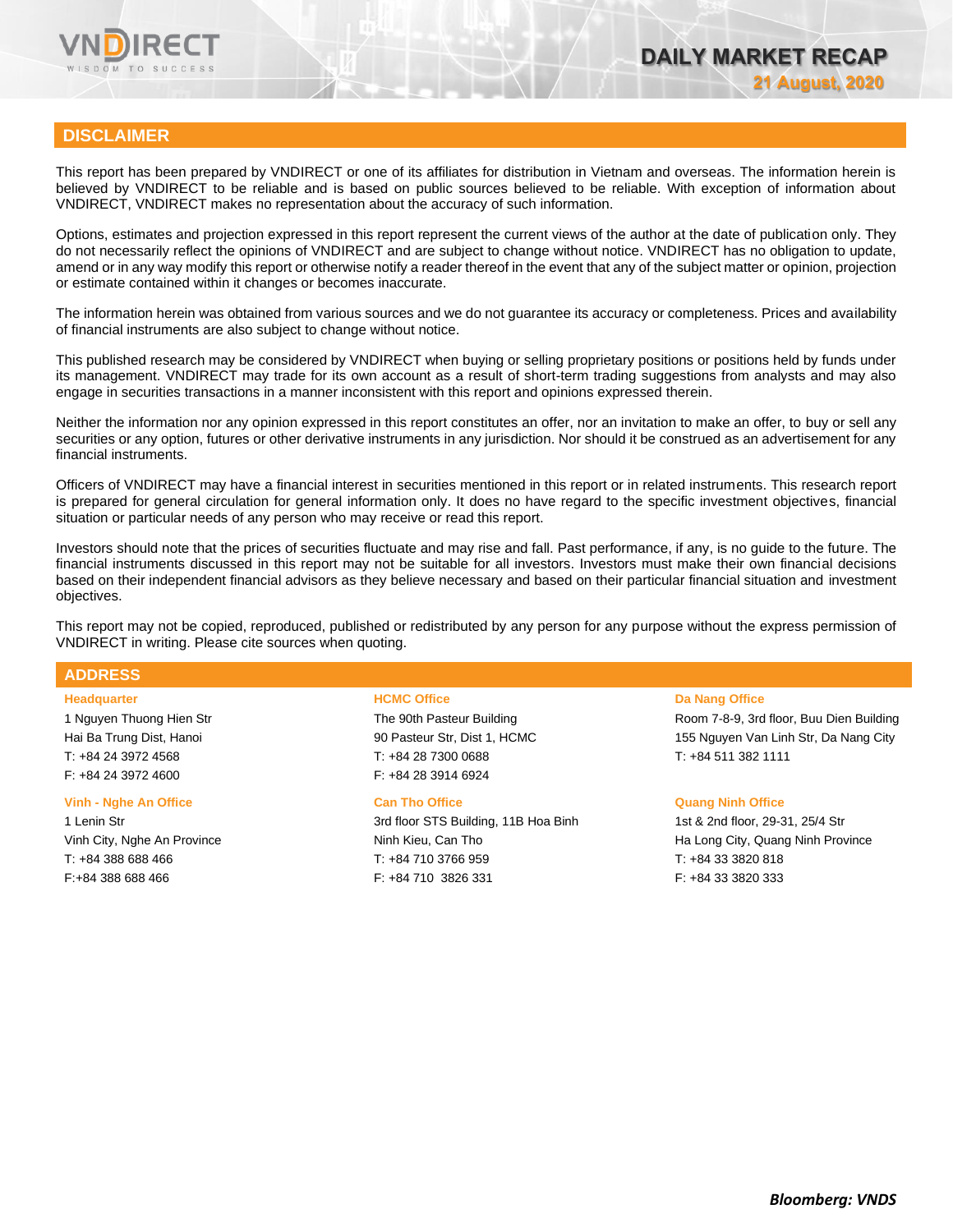# DISCLAIMER

This report has been prepared by VNDIRECT or one of its affiliates for distribution in Vietnam and overseas. The information herein is believed by VNDIRECT to be reliable and is based on public sources believed to be reliable. With exception of information about VNDIRECT, VNDIRECT makes no representation about the accuracy of such information.

Options, estimates and projection expressed in this report represent the current views of the author at the date of publication only. They do not necessarily reflect the opinions of VNDIRECT and are subject to change without notice. VNDIRECT has no obligation to update, amend or in any way modify this report or otherwise notify a reader thereof in the event that any of the subject matter or opinion, projection or estimate contained within it changes or becomes inaccurate.

The information herein was obtained from various sources and we do not guarantee its accuracy or completeness. Prices and availability of financial instruments are also subject to change without notice.

This published research may be considered by VNDIRECT when buying or selling proprietary positions or positions held by funds under its management. VNDIRECT may trade for its own account as a result of short-term trading suggestions from analysts and may also engage in securities transactions in a manner inconsistent with this report and opinions expressed therein.

Neither the information nor any opinion expressed in this report constitutes an offer, nor an invitation to make an offer, to buy or sell any securities or any option, futures or other derivative instruments in any jurisdiction. Nor should it be construed as an advertisement for any financial instruments.

Officers of VNDIRECT may have a financial interest in securities mentioned in this report or in related instruments. This research report is prepared for general circulation for general information only. It does no have regard to the specific investment objectives, financial situation or particular needs of any person who may receive or read this report.

Investors should note that the prices of securities fluctuate and may rise and fall. Past performance, if any, is no guide to the future. The financial instruments discussed in this report may not be suitable for all investors. Investors must make their own financial decisions based on their independent financial advisors as they believe necessary and based on their particular financial situation and investment objectives.

This report may not be copied, reproduced, published or redistributed by any person for any purpose without the express permission of VNDIRECT in writing. Please cite sources when quoting.

# ADDRESS

**Headquarter**
1 Nguyen Thuong Hien Str
Hai Ba Trung Dist, Hanoi
T: +84 24 3972 4568
F: +84 24 3972 4600

**HCMC Office**
The 90th Pasteur Building
90 Pasteur Str, Dist 1, HCMC
T: +84 28 7300 0688
F: +84 28 3914 6924

**Da Nang Office**
Room 7-8-9, 3rd floor, Buu Dien Building
155 Nguyen Van Linh Str, Da Nang City
T: +84 511 382 1111

**Vinh - Nghe An Office**
1 Lenin Str
Vinh City, Nghe An Province
T: +84 388 688 466
F:+84 388 688 466

**Can Tho Office**
3rd floor STS Building, 11B Hoa Binh
Ninh Kieu, Can Tho
T: +84 710 3766 959
F: +84 710 3826 331

**Quang Ninh Office**
1st & 2nd floor, 29-31, 25/4 Str
Ha Long City, Quang Ninh Province
T: +84 33 3820 818
F: +84 33 3820 333

***Bloomberg: VNDS***